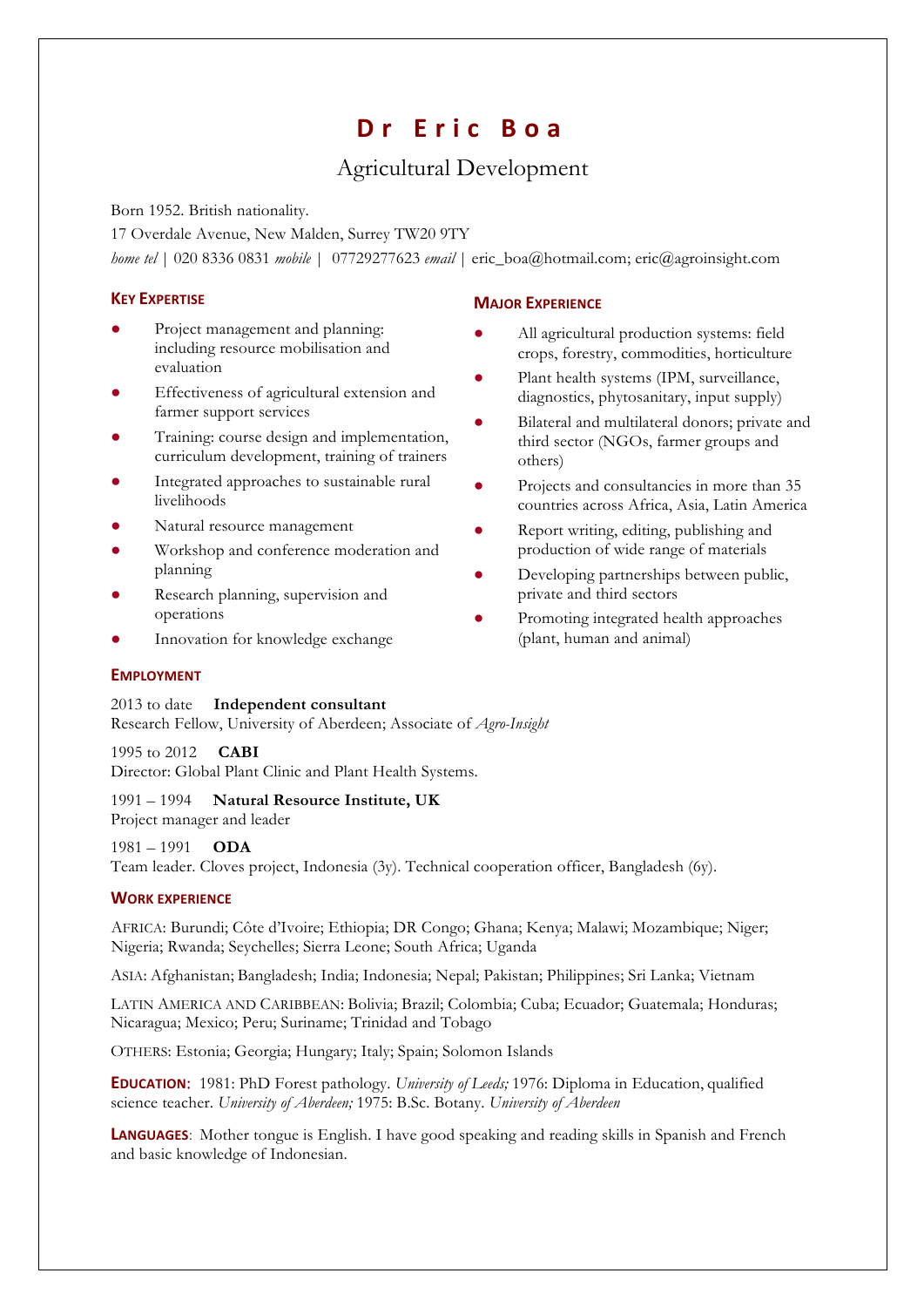# Dr Eric Boa

## Agricultural Development

Born 1952. British nationality.

17 Overdale Avenue, New Malden, Surrey TW20 9TY

*home tel* | 020 8336 0831 *mobile* | 07729277623 *email* | eric_boa@hotmail.com; eric@agroinsight.com

### KEY EXPERTISE

- Project management and planning: including resource mobilisation and evaluation
- Effectiveness of agricultural extension and farmer support services
- Training: course design and implementation, curriculum development, training of trainers
- Integrated approaches to sustainable rural livelihoods
- Natural resource management
- Workshop and conference moderation and planning
- Research planning, supervision and operations
- Innovation for knowledge exchange

### MAJOR EXPERIENCE

- All agricultural production systems: field crops, forestry, commodities, horticulture
- Plant health systems (IPM, surveillance, diagnostics, phytosanitary, input supply)
- Bilateral and multilateral donors; private and third sector (NGOs, farmer groups and others)
- Projects and consultancies in more than 35 countries across Africa, Asia, Latin America
- Report writing, editing, publishing and production of wide range of materials
- Developing partnerships between public, private and third sectors
- Promoting integrated health approaches (plant, human and animal)

### EMPLOYMENT

2013 to date **Independent consultant**
Research Fellow, University of Aberdeen; Associate of *Agro-Insight*

1995 to 2012 **CABI**
Director: Global Plant Clinic and Plant Health Systems.

1991 – 1994 **Natural Resource Institute, UK**
Project manager and leader

1981 – 1991 **ODA**
Team leader. Cloves project, Indonesia (3y). Technical cooperation officer, Bangladesh (6y).

### WORK EXPERIENCE

AFRICA: Burundi; Côte d'Ivoire; Ethiopia; DR Congo; Ghana; Kenya; Malawi; Mozambique; Niger; Nigeria; Rwanda; Seychelles; Sierra Leone; South Africa; Uganda

ASIA: Afghanistan; Bangladesh; India; Indonesia; Nepal; Pakistan; Philippines; Sri Lanka; Vietnam

LATIN AMERICA AND CARIBBEAN: Bolivia; Brazil; Colombia; Cuba; Ecuador; Guatemala; Honduras; Nicaragua; Mexico; Peru; Suriname; Trinidad and Tobago

OTHERS: Estonia; Georgia; Hungary; Italy; Spain; Solomon Islands

**EDUCATION**: 1981: PhD Forest pathology. *University of Leeds;* 1976: Diploma in Education, qualified science teacher. *University of Aberdeen;* 1975: B.Sc. Botany. *University of Aberdeen*

**LANGUAGES**: Mother tongue is English. I have good speaking and reading skills in Spanish and French and basic knowledge of Indonesian.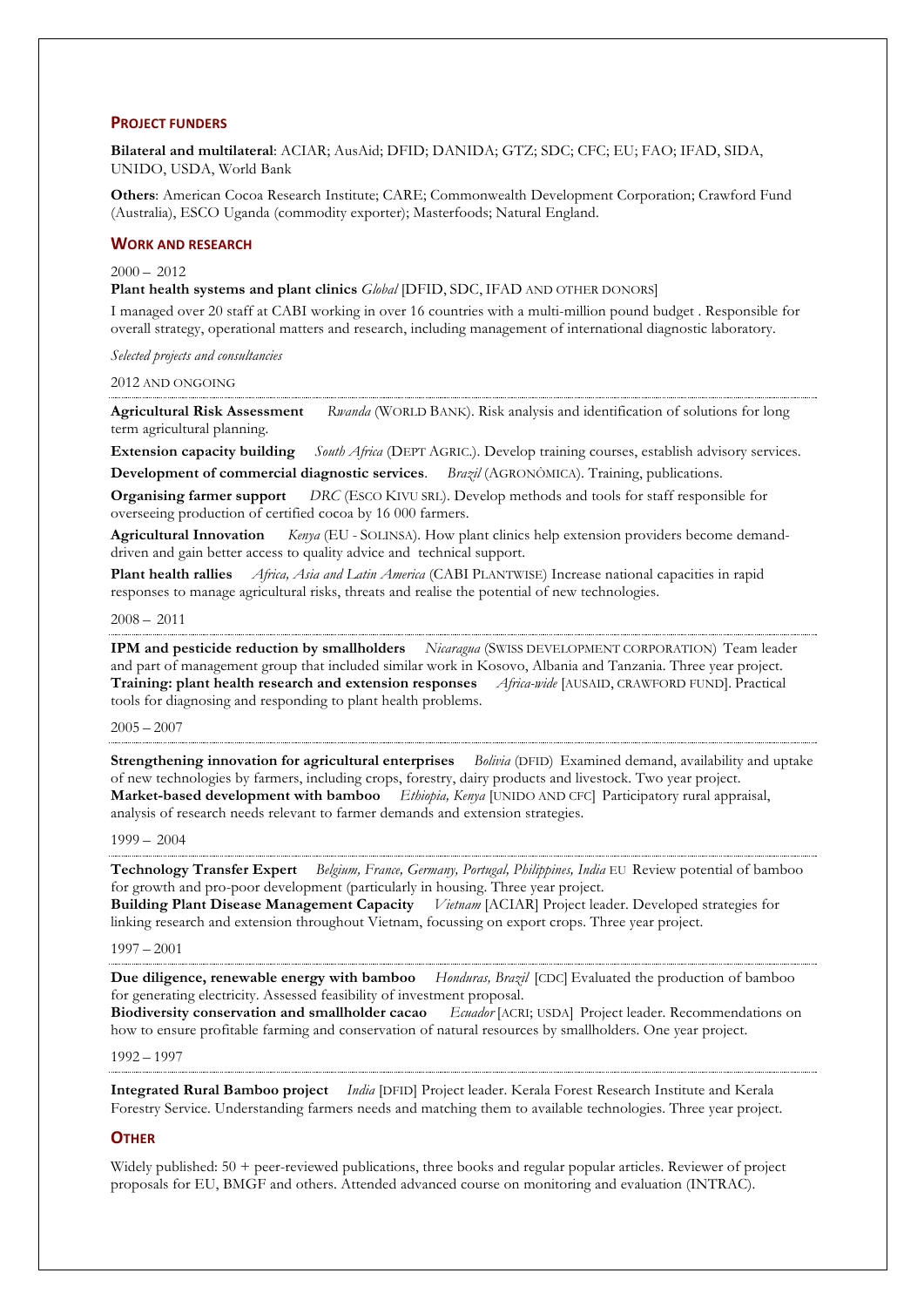## PROJECT FUNDERS

**Bilateral and multilateral**: ACIAR; AusAid; DFID; DANIDA; GTZ; SDC; CFC; EU; FAO; IFAD, SIDA, UNIDO, USDA, World Bank

**Others**: American Cocoa Research Institute; CARE; Commonwealth Development Corporation; Crawford Fund (Australia), ESCO Uganda (commodity exporter); Masterfoods; Natural England.

## WORK AND RESEARCH

2000 – 2012

**Plant health systems and plant clinics** *Global* [DFID, SDC, IFAD AND OTHER DONORS]

I managed over 20 staff at CABI working in over 16 countries with a multi-million pound budget . Responsible for overall strategy, operational matters and research, including management of international diagnostic laboratory.

*Selected projects and consultancies*

2012 AND ONGOING

**Agricultural Risk Assessment** *Rwanda* (WORLD BANK). Risk analysis and identification of solutions for long term agricultural planning.

**Extension capacity building** *South Africa* (DEPT AGRIC.). Develop training courses, establish advisory services.

**Development of commercial diagnostic services**. *Brazil* (AGRONÔMICA). Training, publications.

**Organising farmer support** *DRC* (ESCO KIVU SRL). Develop methods and tools for staff responsible for overseeing production of certified cocoa by 16 000 farmers.

**Agricultural Innovation** *Kenya* (EU - SOLINSA). How plant clinics help extension providers become demand-driven and gain better access to quality advice and technical support.

**Plant health rallies** *Africa, Asia and Latin America* (CABI PLANTWISE) Increase national capacities in rapid responses to manage agricultural risks, threats and realise the potential of new technologies.

2008 – 2011

**IPM and pesticide reduction by smallholders** *Nicaragua* (SWISS DEVELOPMENT CORPORATION) Team leader and part of management group that included similar work in Kosovo, Albania and Tanzania. Three year project.

**Training: plant health research and extension responses** *Africa-wide* [AUSAID, CRAWFORD FUND]. Practical tools for diagnosing and responding to plant health problems.

2005 – 2007

**Strengthening innovation for agricultural enterprises** *Bolivia* (DFID) Examined demand, availability and uptake of new technologies by farmers, including crops, forestry, dairy products and livestock. Two year project.

**Market-based development with bamboo** *Ethiopia, Kenya* [UNIDO AND CFC] Participatory rural appraisal, analysis of research needs relevant to farmer demands and extension strategies.

1999 – 2004

**Technology Transfer Expert** *Belgium, France, Germany, Portugal, Philippines, India* EU Review potential of bamboo for growth and pro-poor development (particularly in housing. Three year project.

**Building Plant Disease Management Capacity** *Vietnam* [ACIAR] Project leader. Developed strategies for linking research and extension throughout Vietnam, focussing on export crops. Three year project.

1997 – 2001

**Due diligence, renewable energy with bamboo** *Honduras, Brazil* [CDC] Evaluated the production of bamboo for generating electricity. Assessed feasibility of investment proposal.

**Biodiversity conservation and smallholder cacao** *Ecuador* [ACRI; USDA] Project leader. Recommendations on how to ensure profitable farming and conservation of natural resources by smallholders. One year project.

1992 – 1997

**Integrated Rural Bamboo project** *India* [DFID] Project leader. Kerala Forest Research Institute and Kerala Forestry Service. Understanding farmers needs and matching them to available technologies. Three year project.

## OTHER

Widely published: 50 + peer-reviewed publications, three books and regular popular articles. Reviewer of project proposals for EU, BMGF and others. Attended advanced course on monitoring and evaluation (INTRAC).